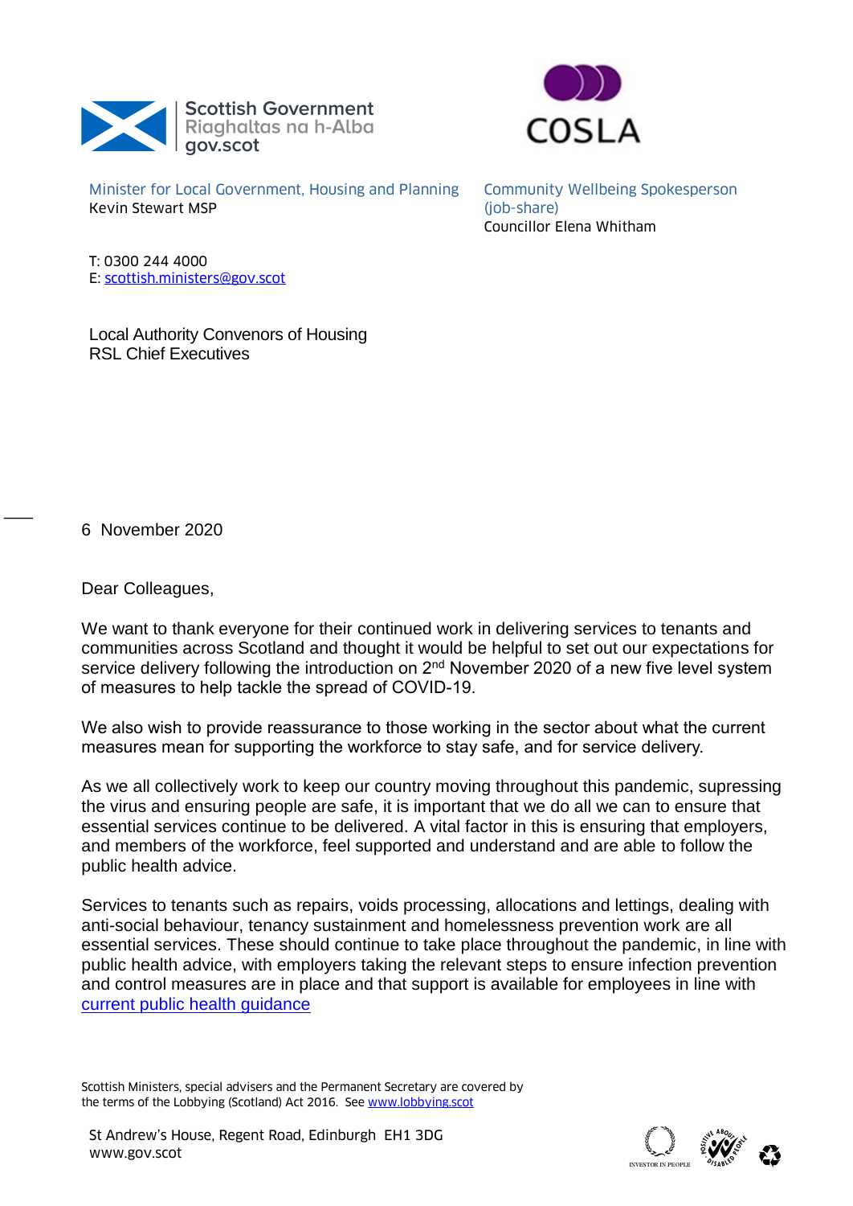Scottish Government
Riaghaltas na h-Alba
gov.scot

COSLA

Minister for Local Government, Housing and Planning
Kevin Stewart MSP

Community Wellbeing Spokesperson (job-share)
Councillor Elena Whitham

T: 0300 244 4000
E: scottish.ministers@gov.scot

Local Authority Convenors of Housing
RSL Chief Executives

6 November 2020

Dear Colleagues,

We want to thank everyone for their continued work in delivering services to tenants and communities across Scotland and thought it would be helpful to set out our expectations for service delivery following the introduction on 2nd November 2020 of a new five level system of measures to help tackle the spread of COVID-19.

We also wish to provide reassurance to those working in the sector about what the current measures mean for supporting the workforce to stay safe, and for service delivery.

As we all collectively work to keep our country moving throughout this pandemic, supressing the virus and ensuring people are safe, it is important that we do all we can to ensure that essential services continue to be delivered. A vital factor in this is ensuring that employers, and members of the workforce, feel supported and understand and are able to follow the public health advice.

Services to tenants such as repairs, voids processing, allocations and lettings, dealing with anti-social behaviour, tenancy sustainment and homelessness prevention work are all essential services. These should continue to take place throughout the pandemic, in line with public health advice, with employers taking the relevant steps to ensure infection prevention and control measures are in place and that support is available for employees in line with current public health guidance

Scottish Ministers, special advisers and the Permanent Secretary are covered by the terms of the Lobbying (Scotland) Act 2016. See www.lobbying.scot

St Andrew's House, Regent Road, Edinburgh EH1 3DG
www.gov.scot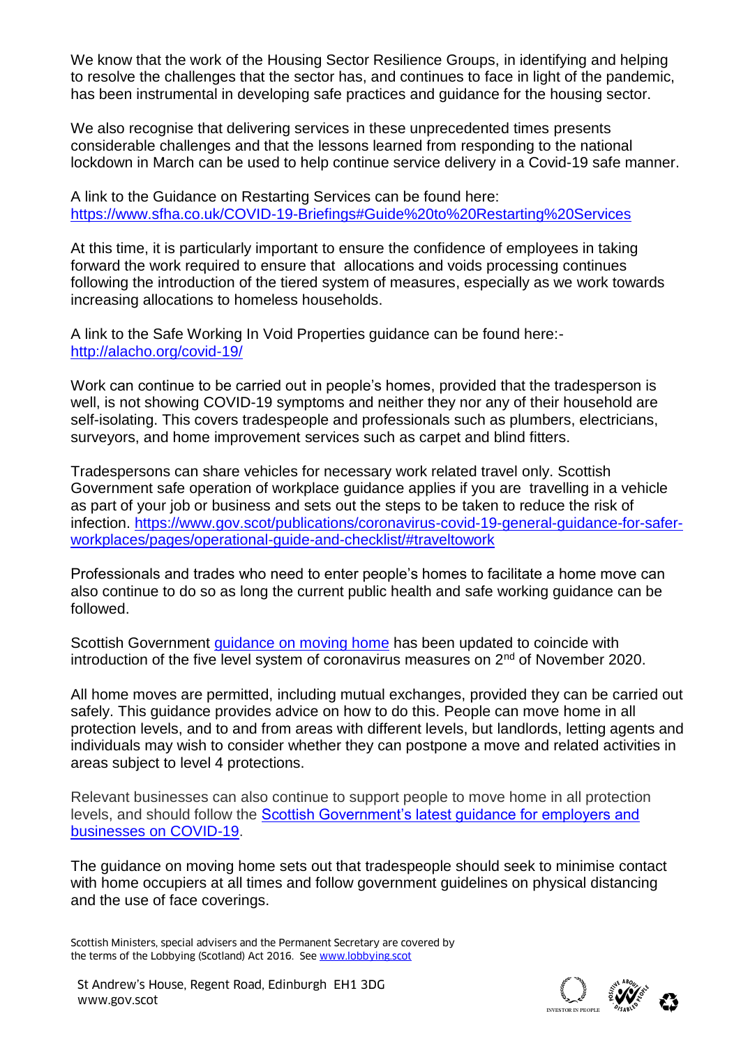We know that the work of the Housing Sector Resilience Groups, in identifying and helping to resolve the challenges that the sector has, and continues to face in light of the pandemic, has been instrumental in developing safe practices and guidance for the housing sector.

We also recognise that delivering services in these unprecedented times presents considerable challenges and that the lessons learned from responding to the national lockdown in March can be used to help continue service delivery in a Covid-19 safe manner.

A link to the Guidance on Restarting Services can be found here: [https://www.sfha.co.uk/COVID-19-Briefings#Guide%20to%20Restarting%20Services](https://www.sfha.co.uk/COVID-19-Briefings#Guide%20to%20Restarting%20Services)

At this time, it is particularly important to ensure the confidence of employees in taking forward the work required to ensure that allocations and voids processing continues following the introduction of the tiered system of measures, especially as we work towards increasing allocations to homeless households.

A link to the Safe Working In Void Properties guidance can be found here:- [http://alacho.org/covid-19/](http://alacho.org/covid-19/)

Work can continue to be carried out in people's homes, provided that the tradesperson is well, is not showing COVID-19 symptoms and neither they nor any of their household are self-isolating. This covers tradespeople and professionals such as plumbers, electricians, surveyors, and home improvement services such as carpet and blind fitters.

Tradespersons can share vehicles for necessary work related travel only. Scottish Government safe operation of workplace guidance applies if you are travelling in a vehicle as part of your job or business and sets out the steps to be taken to reduce the risk of infection. [https://www.gov.scot/publications/coronavirus-covid-19-general-guidance-for-safer-workplaces/pages/operational-guide-and-checklist/#traveltowork](https://www.gov.scot/publications/coronavirus-covid-19-general-guidance-for-safer-workplaces/pages/operational-guide-and-checklist/#traveltowork)

Professionals and trades who need to enter people's homes to facilitate a home move can also continue to do so as long the current public health and safe working guidance can be followed.

Scottish Government guidance on moving home has been updated to coincide with introduction of the five level system of coronavirus measures on 2nd of November 2020.

All home moves are permitted, including mutual exchanges, provided they can be carried out safely. This guidance provides advice on how to do this. People can move home in all protection levels, and to and from areas with different levels, but landlords, letting agents and individuals may wish to consider whether they can postpone a move and related activities in areas subject to level 4 protections.

Relevant businesses can also continue to support people to move home in all protection levels, and should follow the Scottish Government's latest guidance for employers and businesses on COVID-19.

The guidance on moving home sets out that tradespeople should seek to minimise contact with home occupiers at all times and follow government guidelines on physical distancing and the use of face coverings.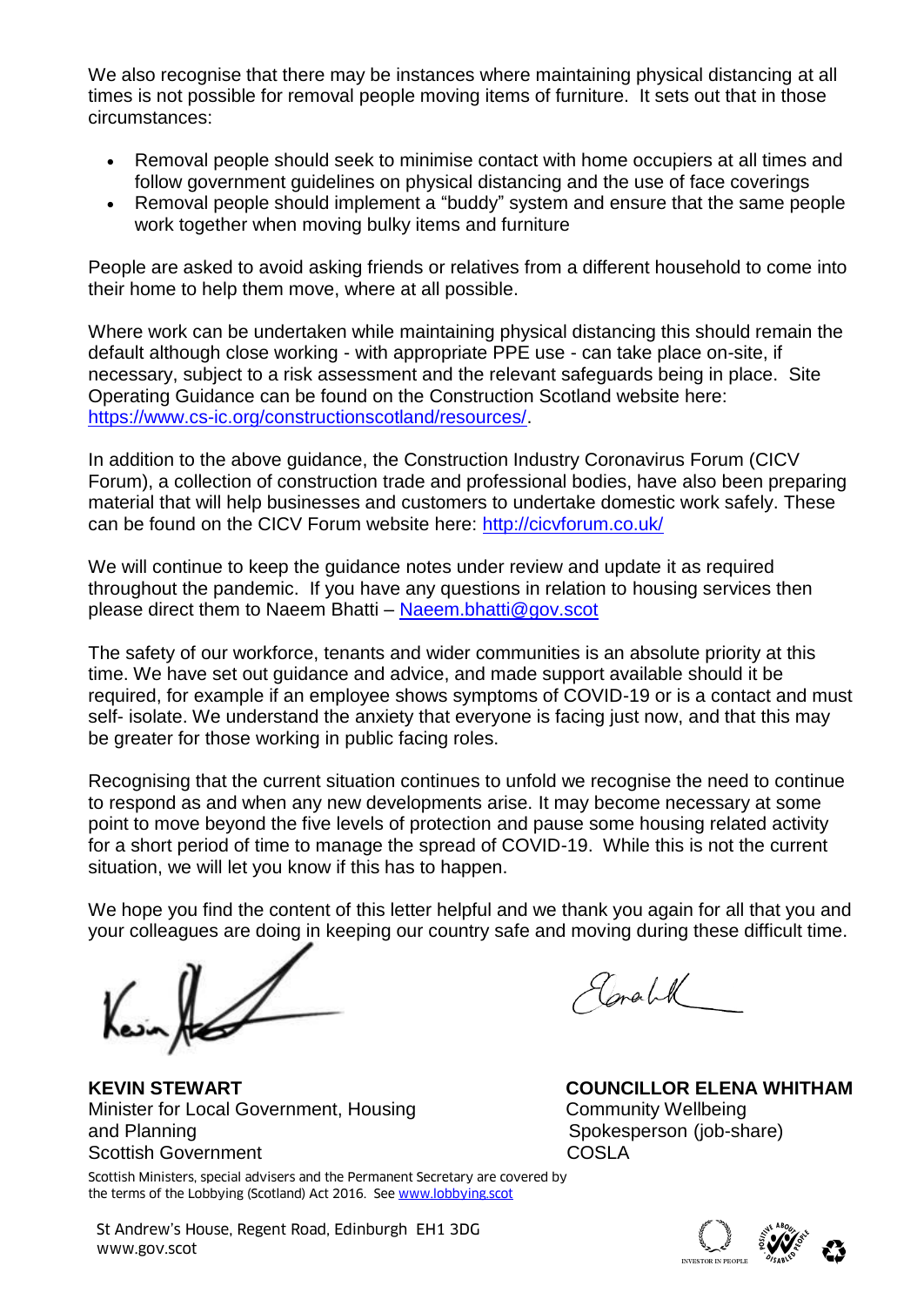We also recognise that there may be instances where maintaining physical distancing at all times is not possible for removal people moving items of furniture. It sets out that in those circumstances:

- Removal people should seek to minimise contact with home occupiers at all times and follow government guidelines on physical distancing and the use of face coverings
- Removal people should implement a "buddy" system and ensure that the same people work together when moving bulky items and furniture

People are asked to avoid asking friends or relatives from a different household to come into their home to help them move, where at all possible.

Where work can be undertaken while maintaining physical distancing this should remain the default although close working - with appropriate PPE use - can take place on-site, if necessary, subject to a risk assessment and the relevant safeguards being in place. Site Operating Guidance can be found on the Construction Scotland website here: https://www.cs-ic.org/constructionscotland/resources/.

In addition to the above guidance, the Construction Industry Coronavirus Forum (CICV Forum), a collection of construction trade and professional bodies, have also been preparing material that will help businesses and customers to undertake domestic work safely. These can be found on the CICV Forum website here: http://cicvforum.co.uk/

We will continue to keep the guidance notes under review and update it as required throughout the pandemic. If you have any questions in relation to housing services then please direct them to Naeem Bhatti – Naeem.bhatti@gov.scot

The safety of our workforce, tenants and wider communities is an absolute priority at this time. We have set out guidance and advice, and made support available should it be required, for example if an employee shows symptoms of COVID-19 or is a contact and must self- isolate. We understand the anxiety that everyone is facing just now, and that this may be greater for those working in public facing roles.

Recognising that the current situation continues to unfold we recognise the need to continue to respond as and when any new developments arise. It may become necessary at some point to move beyond the five levels of protection and pause some housing related activity for a short period of time to manage the spread of COVID-19. While this is not the current situation, we will let you know if this has to happen.

We hope you find the content of this letter helpful and we thank you again for all that you and your colleagues are doing in keeping our country safe and moving during these difficult time.

**KEVIN STEWART**
Minister for Local Government, Housing and Planning
Scottish Government

**COUNCILLOR ELENA WHITHAM**
Community Wellbeing Spokesperson (job-share)
COSLA

Scottish Ministers, special advisers and the Permanent Secretary are covered by the terms of the Lobbying (Scotland) Act 2016. See www.lobbying.scot

St Andrew's House, Regent Road, Edinburgh EH1 3DG
www.gov.scot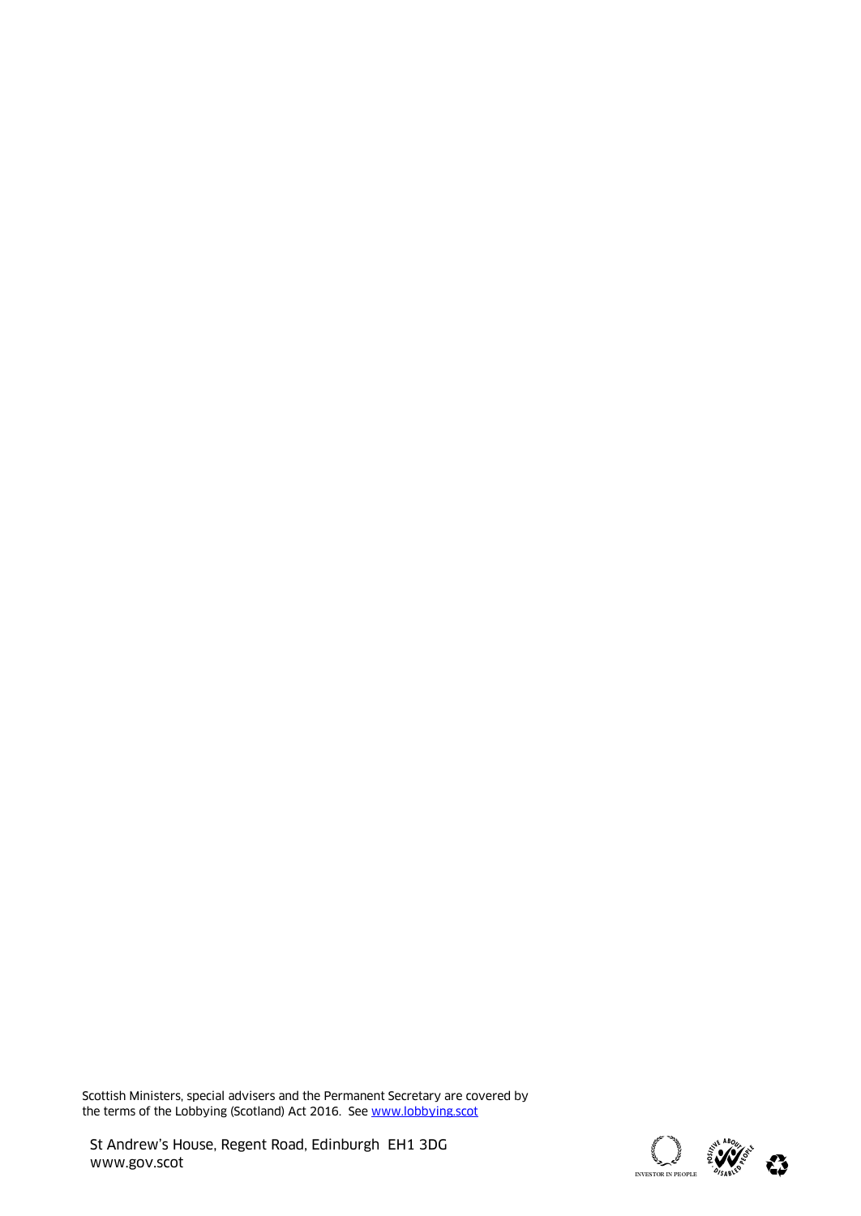Scottish Ministers, special advisers and the Permanent Secretary are covered by the terms of the Lobbying (Scotland) Act 2016. See [www.lobbying.scot](http://www.lobbying.scot)

St Andrew's House, Regent Road, Edinburgh EH1 3DG
www.gov.scot